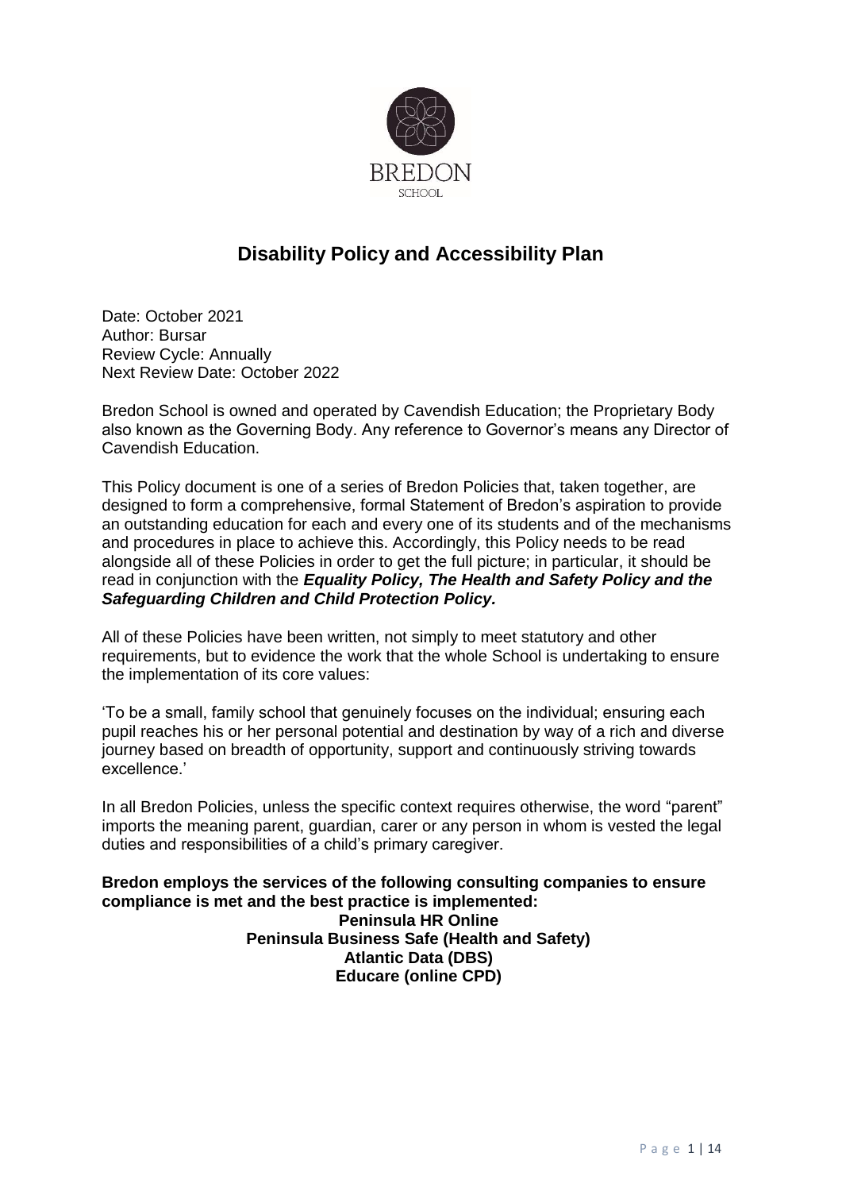BREDON

SCHOOL

# Disability Policy and Accessibility Plan

Date: October 2021
Author: Bursar
Review Cycle: Annually
Next Review Date: October 2022

Bredon School is owned and operated by Cavendish Education; the Proprietary Body also known as the Governing Body. Any reference to Governor's means any Director of Cavendish Education.

This Policy document is one of a series of Bredon Policies that, taken together, are designed to form a comprehensive, formal Statement of Bredon's aspiration to provide an outstanding education for each and every one of its students and of the mechanisms and procedures in place to achieve this. Accordingly, this Policy needs to be read alongside all of these Policies in order to get the full picture; in particular, it should be read in conjunction with the ***Equality Policy, The Health and Safety Policy and the Safeguarding Children and Child Protection Policy.***

All of these Policies have been written, not simply to meet statutory and other requirements, but to evidence the work that the whole School is undertaking to ensure the implementation of its core values:

'To be a small, family school that genuinely focuses on the individual; ensuring each pupil reaches his or her personal potential and destination by way of a rich and diverse journey based on breadth of opportunity, support and continuously striving towards excellence.'

In all Bredon Policies, unless the specific context requires otherwise, the word "parent" imports the meaning parent, guardian, carer or any person in whom is vested the legal duties and responsibilities of a child's primary caregiver.

**Bredon employs the services of the following consulting companies to ensure compliance is met and the best practice is implemented:**

**Peninsula HR Online**
**Peninsula Business Safe (Health and Safety)**
**Atlantic Data (DBS)**
**Educare (online CPD)**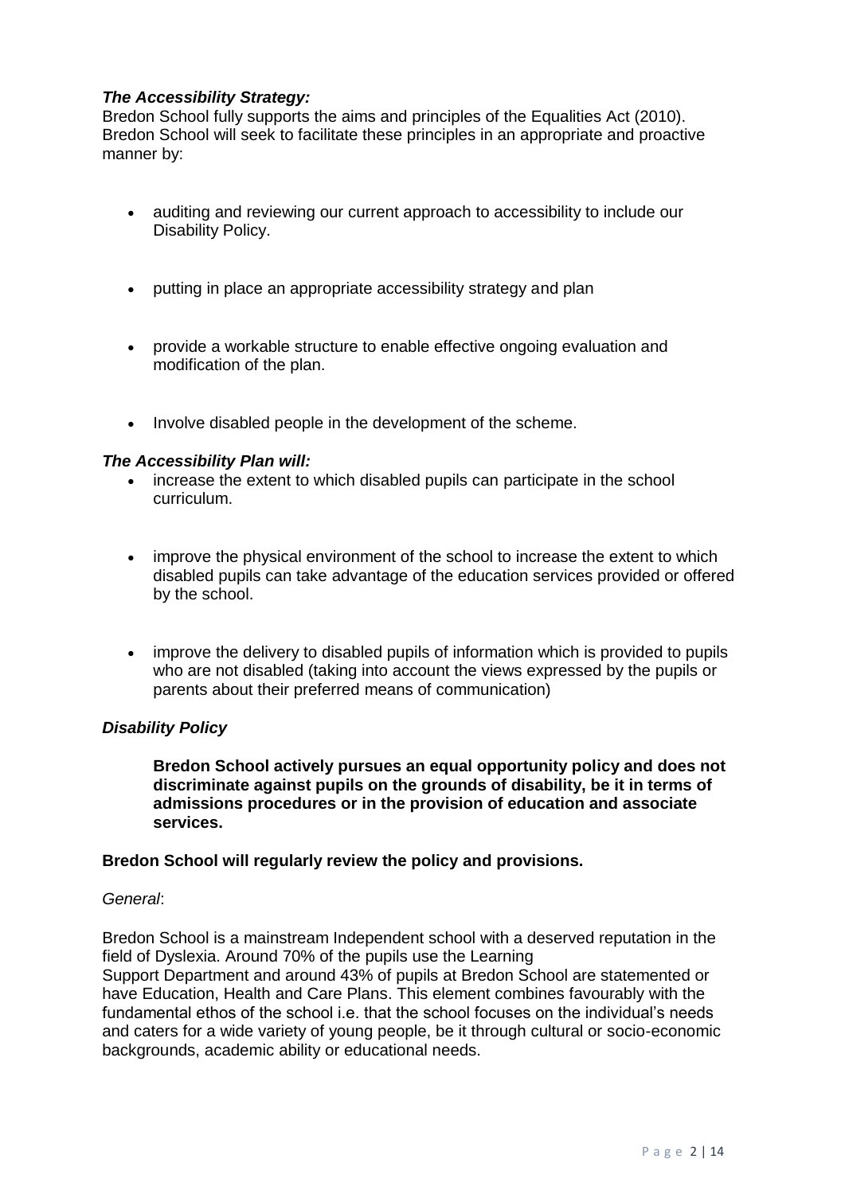***The Accessibility Strategy:***

Bredon School fully supports the aims and principles of the Equalities Act (2010). Bredon School will seek to facilitate these principles in an appropriate and proactive manner by:

- auditing and reviewing our current approach to accessibility to include our Disability Policy.
- putting in place an appropriate accessibility strategy and plan
- provide a workable structure to enable effective ongoing evaluation and modification of the plan.
- Involve disabled people in the development of the scheme.

***The Accessibility Plan will:***

- increase the extent to which disabled pupils can participate in the school curriculum.
- improve the physical environment of the school to increase the extent to which disabled pupils can take advantage of the education services provided or offered by the school.
- improve the delivery to disabled pupils of information which is provided to pupils who are not disabled (taking into account the views expressed by the pupils or parents about their preferred means of communication)

***Disability Policy***

> **Bredon School actively pursues an equal opportunity policy and does not discriminate against pupils on the grounds of disability, be it in terms of admissions procedures or in the provision of education and associate services.**

**Bredon School will regularly review the policy and provisions.**

*General*:

Bredon School is a mainstream Independent school with a deserved reputation in the field of Dyslexia. Around 70% of the pupils use the Learning Support Department and around 43% of pupils at Bredon School are statemented or have Education, Health and Care Plans. This element combines favourably with the fundamental ethos of the school i.e. that the school focuses on the individual's needs and caters for a wide variety of young people, be it through cultural or socio-economic backgrounds, academic ability or educational needs.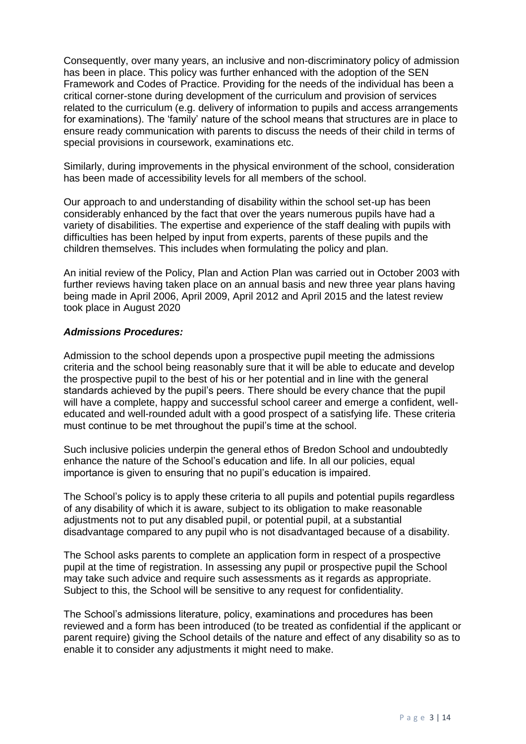Consequently, over many years, an inclusive and non-discriminatory policy of admission has been in place. This policy was further enhanced with the adoption of the SEN Framework and Codes of Practice. Providing for the needs of the individual has been a critical corner-stone during development of the curriculum and provision of services related to the curriculum (e.g. delivery of information to pupils and access arrangements for examinations). The 'family' nature of the school means that structures are in place to ensure ready communication with parents to discuss the needs of their child in terms of special provisions in coursework, examinations etc.

Similarly, during improvements in the physical environment of the school, consideration has been made of accessibility levels for all members of the school.

Our approach to and understanding of disability within the school set-up has been considerably enhanced by the fact that over the years numerous pupils have had a variety of disabilities. The expertise and experience of the staff dealing with pupils with difficulties has been helped by input from experts, parents of these pupils and the children themselves. This includes when formulating the policy and plan.

An initial review of the Policy, Plan and Action Plan was carried out in October 2003 with further reviews having taken place on an annual basis and new three year plans having being made in April 2006, April 2009, April 2012 and April 2015 and the latest review took place in August 2020

***Admissions Procedures:***

Admission to the school depends upon a prospective pupil meeting the admissions criteria and the school being reasonably sure that it will be able to educate and develop the prospective pupil to the best of his or her potential and in line with the general standards achieved by the pupil's peers. There should be every chance that the pupil will have a complete, happy and successful school career and emerge a confident, well-educated and well-rounded adult with a good prospect of a satisfying life. These criteria must continue to be met throughout the pupil's time at the school.

Such inclusive policies underpin the general ethos of Bredon School and undoubtedly enhance the nature of the School's education and life. In all our policies, equal importance is given to ensuring that no pupil's education is impaired.

The School's policy is to apply these criteria to all pupils and potential pupils regardless of any disability of which it is aware, subject to its obligation to make reasonable adjustments not to put any disabled pupil, or potential pupil, at a substantial disadvantage compared to any pupil who is not disadvantaged because of a disability.

The School asks parents to complete an application form in respect of a prospective pupil at the time of registration. In assessing any pupil or prospective pupil the School may take such advice and require such assessments as it regards as appropriate. Subject to this, the School will be sensitive to any request for confidentiality.

The School's admissions literature, policy, examinations and procedures has been reviewed and a form has been introduced (to be treated as confidential if the applicant or parent require) giving the School details of the nature and effect of any disability so as to enable it to consider any adjustments it might need to make.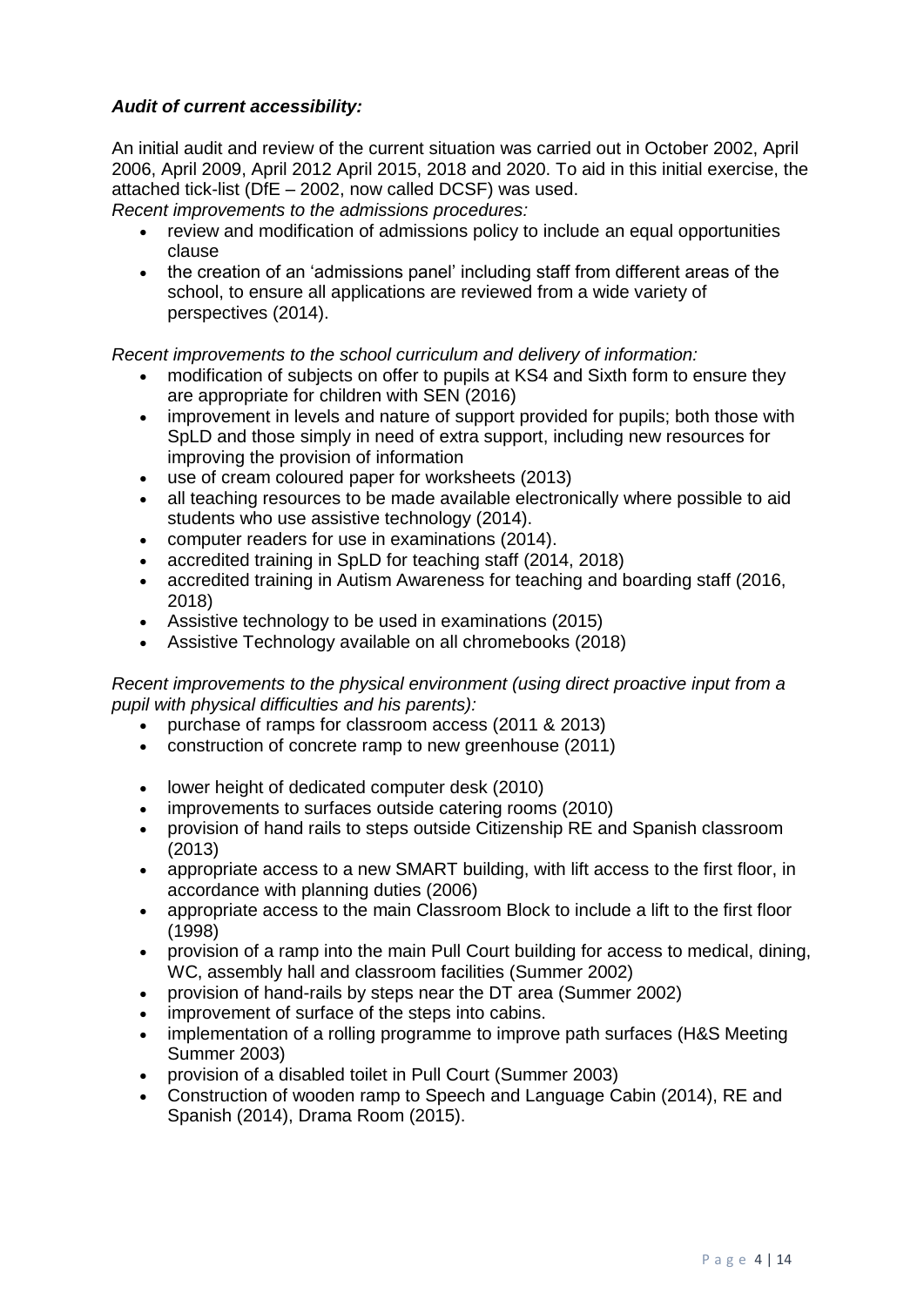***Audit of current accessibility:***

An initial audit and review of the current situation was carried out in October 2002, April 2006, April 2009, April 2012 April 2015, 2018 and 2020. To aid in this initial exercise, the attached tick-list (DfE – 2002, now called DCSF) was used.

*Recent improvements to the admissions procedures:*

- review and modification of admissions policy to include an equal opportunities clause
- the creation of an 'admissions panel' including staff from different areas of the school, to ensure all applications are reviewed from a wide variety of perspectives (2014).

*Recent improvements to the school curriculum and delivery of information:*

- modification of subjects on offer to pupils at KS4 and Sixth form to ensure they are appropriate for children with SEN (2016)
- improvement in levels and nature of support provided for pupils; both those with SpLD and those simply in need of extra support, including new resources for improving the provision of information
- use of cream coloured paper for worksheets (2013)
- all teaching resources to be made available electronically where possible to aid students who use assistive technology (2014).
- computer readers for use in examinations (2014).
- accredited training in SpLD for teaching staff (2014, 2018)
- accredited training in Autism Awareness for teaching and boarding staff (2016, 2018)
- Assistive technology to be used in examinations (2015)
- Assistive Technology available on all chromebooks (2018)

*Recent improvements to the physical environment (using direct proactive input from a pupil with physical difficulties and his parents):*

- purchase of ramps for classroom access (2011 & 2013)
- construction of concrete ramp to new greenhouse (2011)
- lower height of dedicated computer desk (2010)
- improvements to surfaces outside catering rooms (2010)
- provision of hand rails to steps outside Citizenship RE and Spanish classroom (2013)
- appropriate access to a new SMART building, with lift access to the first floor, in accordance with planning duties (2006)
- appropriate access to the main Classroom Block to include a lift to the first floor (1998)
- provision of a ramp into the main Pull Court building for access to medical, dining, WC, assembly hall and classroom facilities (Summer 2002)
- provision of hand-rails by steps near the DT area (Summer 2002)
- improvement of surface of the steps into cabins.
- implementation of a rolling programme to improve path surfaces (H&S Meeting Summer 2003)
- provision of a disabled toilet in Pull Court (Summer 2003)
- Construction of wooden ramp to Speech and Language Cabin (2014), RE and Spanish (2014), Drama Room (2015).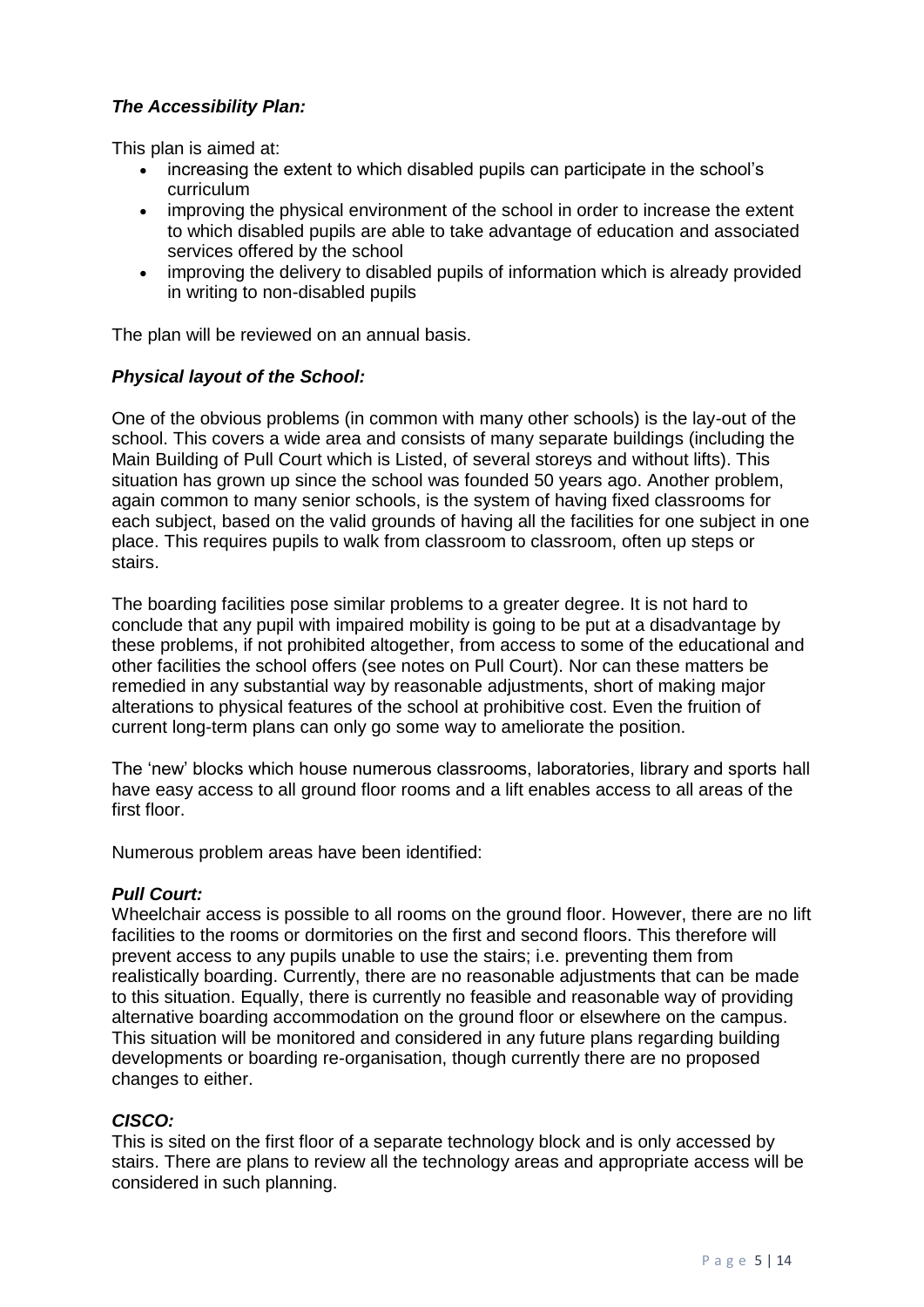### ***The Accessibility Plan:***

This plan is aimed at:

- increasing the extent to which disabled pupils can participate in the school's curriculum
- improving the physical environment of the school in order to increase the extent to which disabled pupils are able to take advantage of education and associated services offered by the school
- improving the delivery to disabled pupils of information which is already provided in writing to non-disabled pupils

The plan will be reviewed on an annual basis.

### ***Physical layout of the School:***

One of the obvious problems (in common with many other schools) is the lay-out of the school. This covers a wide area and consists of many separate buildings (including the Main Building of Pull Court which is Listed, of several storeys and without lifts). This situation has grown up since the school was founded 50 years ago. Another problem, again common to many senior schools, is the system of having fixed classrooms for each subject, based on the valid grounds of having all the facilities for one subject in one place. This requires pupils to walk from classroom to classroom, often up steps or stairs.

The boarding facilities pose similar problems to a greater degree. It is not hard to conclude that any pupil with impaired mobility is going to be put at a disadvantage by these problems, if not prohibited altogether, from access to some of the educational and other facilities the school offers (see notes on Pull Court). Nor can these matters be remedied in any substantial way by reasonable adjustments, short of making major alterations to physical features of the school at prohibitive cost. Even the fruition of current long-term plans can only go some way to ameliorate the position.

The 'new' blocks which house numerous classrooms, laboratories, library and sports hall have easy access to all ground floor rooms and a lift enables access to all areas of the first floor.

Numerous problem areas have been identified:

***Pull Court:***
Wheelchair access is possible to all rooms on the ground floor. However, there are no lift facilities to the rooms or dormitories on the first and second floors. This therefore will prevent access to any pupils unable to use the stairs; i.e. preventing them from realistically boarding. Currently, there are no reasonable adjustments that can be made to this situation. Equally, there is currently no feasible and reasonable way of providing alternative boarding accommodation on the ground floor or elsewhere on the campus. This situation will be monitored and considered in any future plans regarding building developments or boarding re-organisation, though currently there are no proposed changes to either.

***CISCO:***
This is sited on the first floor of a separate technology block and is only accessed by stairs. There are plans to review all the technology areas and appropriate access will be considered in such planning.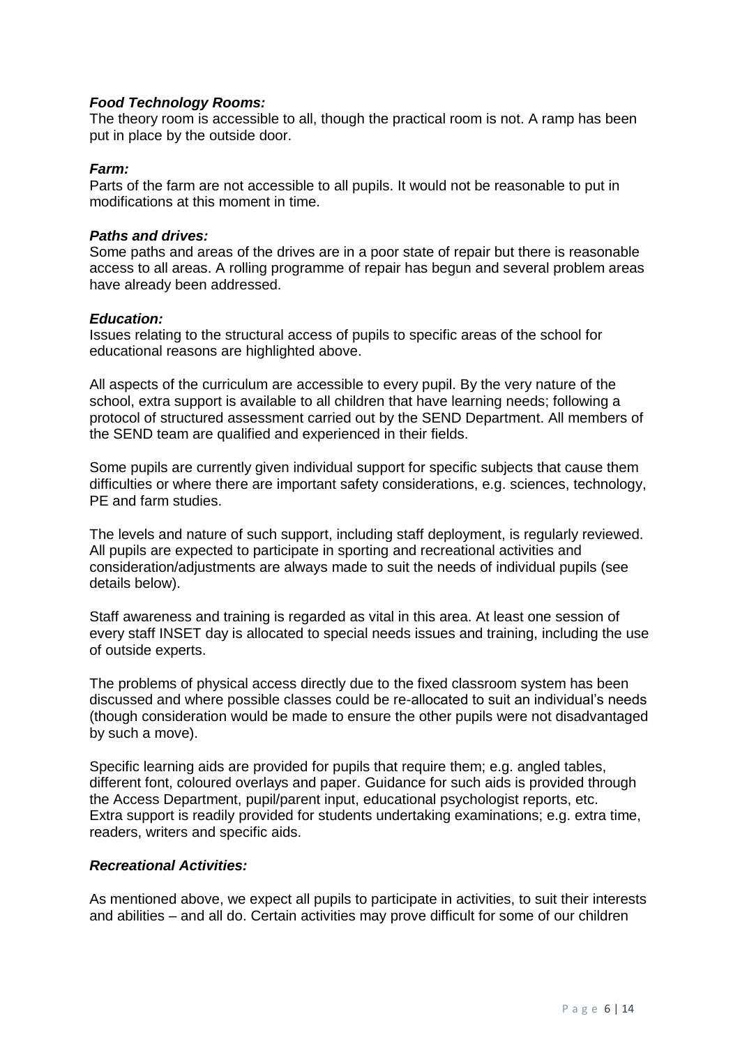***Food Technology Rooms:***
The theory room is accessible to all, though the practical room is not. A ramp has been put in place by the outside door.

***Farm:***
Parts of the farm are not accessible to all pupils. It would not be reasonable to put in modifications at this moment in time.

***Paths and drives:***
Some paths and areas of the drives are in a poor state of repair but there is reasonable access to all areas. A rolling programme of repair has begun and several problem areas have already been addressed.

***Education:***
Issues relating to the structural access of pupils to specific areas of the school for educational reasons are highlighted above.

All aspects of the curriculum are accessible to every pupil. By the very nature of the school, extra support is available to all children that have learning needs; following a protocol of structured assessment carried out by the SEND Department. All members of the SEND team are qualified and experienced in their fields.

Some pupils are currently given individual support for specific subjects that cause them difficulties or where there are important safety considerations, e.g. sciences, technology, PE and farm studies.

The levels and nature of such support, including staff deployment, is regularly reviewed. All pupils are expected to participate in sporting and recreational activities and consideration/adjustments are always made to suit the needs of individual pupils (see details below).

Staff awareness and training is regarded as vital in this area. At least one session of every staff INSET day is allocated to special needs issues and training, including the use of outside experts.

The problems of physical access directly due to the fixed classroom system has been discussed and where possible classes could be re-allocated to suit an individual's needs (though consideration would be made to ensure the other pupils were not disadvantaged by such a move).

Specific learning aids are provided for pupils that require them; e.g. angled tables, different font, coloured overlays and paper. Guidance for such aids is provided through the Access Department, pupil/parent input, educational psychologist reports, etc.
Extra support is readily provided for students undertaking examinations; e.g. extra time, readers, writers and specific aids.

***Recreational Activities:***

As mentioned above, we expect all pupils to participate in activities, to suit their interests and abilities – and all do. Certain activities may prove difficult for some of our children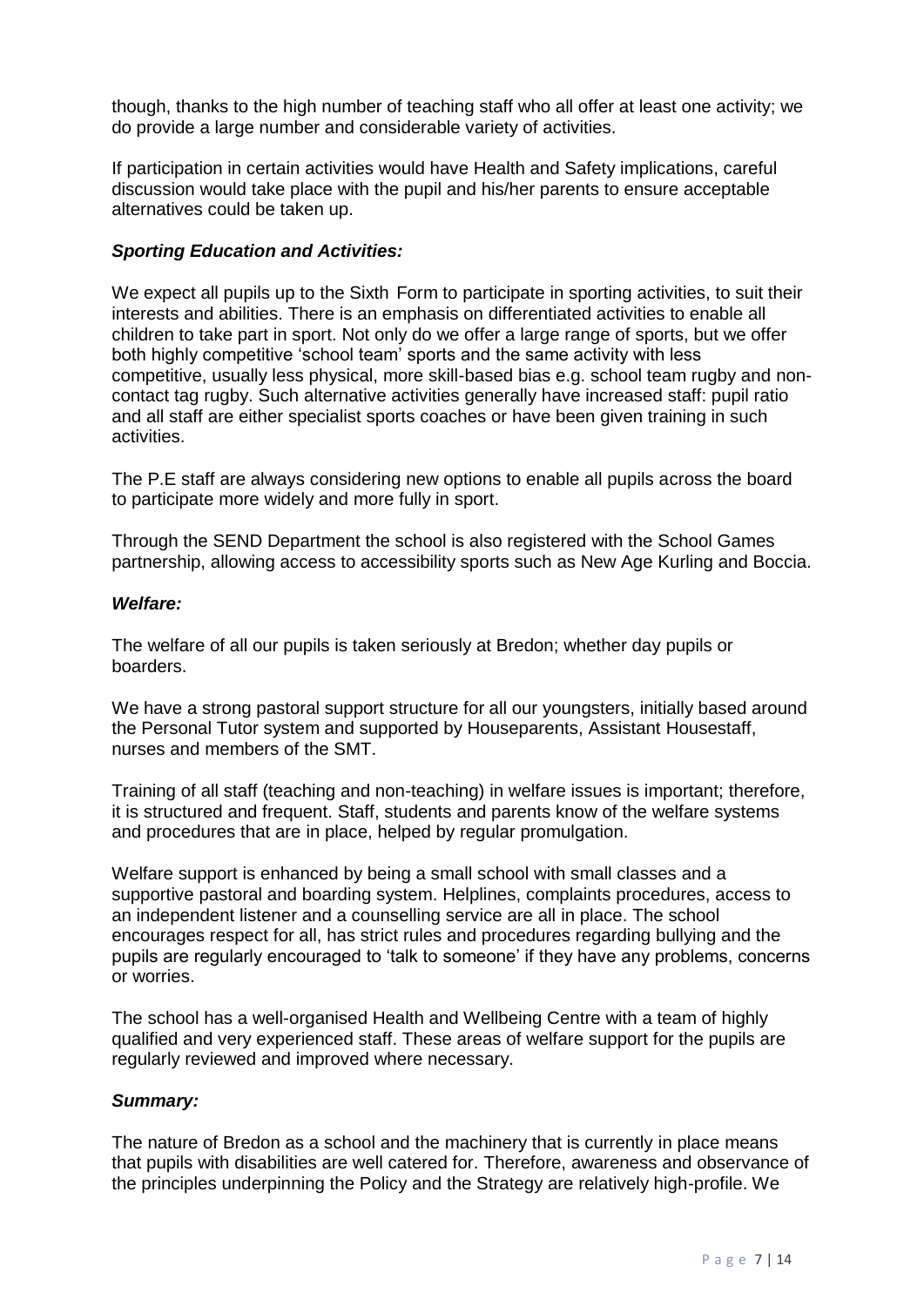though, thanks to the high number of teaching staff who all offer at least one activity; we do provide a large number and considerable variety of activities.

If participation in certain activities would have Health and Safety implications, careful discussion would take place with the pupil and his/her parents to ensure acceptable alternatives could be taken up.

***Sporting Education and Activities:***

We expect all pupils up to the Sixth Form to participate in sporting activities, to suit their interests and abilities. There is an emphasis on differentiated activities to enable all children to take part in sport. Not only do we offer a large range of sports, but we offer both highly competitive 'school team' sports and the same activity with less competitive, usually less physical, more skill-based bias e.g. school team rugby and non-contact tag rugby. Such alternative activities generally have increased staff: pupil ratio and all staff are either specialist sports coaches or have been given training in such activities.

The P.E staff are always considering new options to enable all pupils across the board to participate more widely and more fully in sport.

Through the SEND Department the school is also registered with the School Games partnership, allowing access to accessibility sports such as New Age Kurling and Boccia.

***Welfare:***

The welfare of all our pupils is taken seriously at Bredon; whether day pupils or boarders.

We have a strong pastoral support structure for all our youngsters, initially based around the Personal Tutor system and supported by Houseparents, Assistant Housestaff, nurses and members of the SMT.

Training of all staff (teaching and non-teaching) in welfare issues is important; therefore, it is structured and frequent. Staff, students and parents know of the welfare systems and procedures that are in place, helped by regular promulgation.

Welfare support is enhanced by being a small school with small classes and a supportive pastoral and boarding system. Helplines, complaints procedures, access to an independent listener and a counselling service are all in place. The school encourages respect for all, has strict rules and procedures regarding bullying and the pupils are regularly encouraged to 'talk to someone' if they have any problems, concerns or worries.

The school has a well-organised Health and Wellbeing Centre with a team of highly qualified and very experienced staff. These areas of welfare support for the pupils are regularly reviewed and improved where necessary.

***Summary:***

The nature of Bredon as a school and the machinery that is currently in place means that pupils with disabilities are well catered for. Therefore, awareness and observance of the principles underpinning the Policy and the Strategy are relatively high-profile. We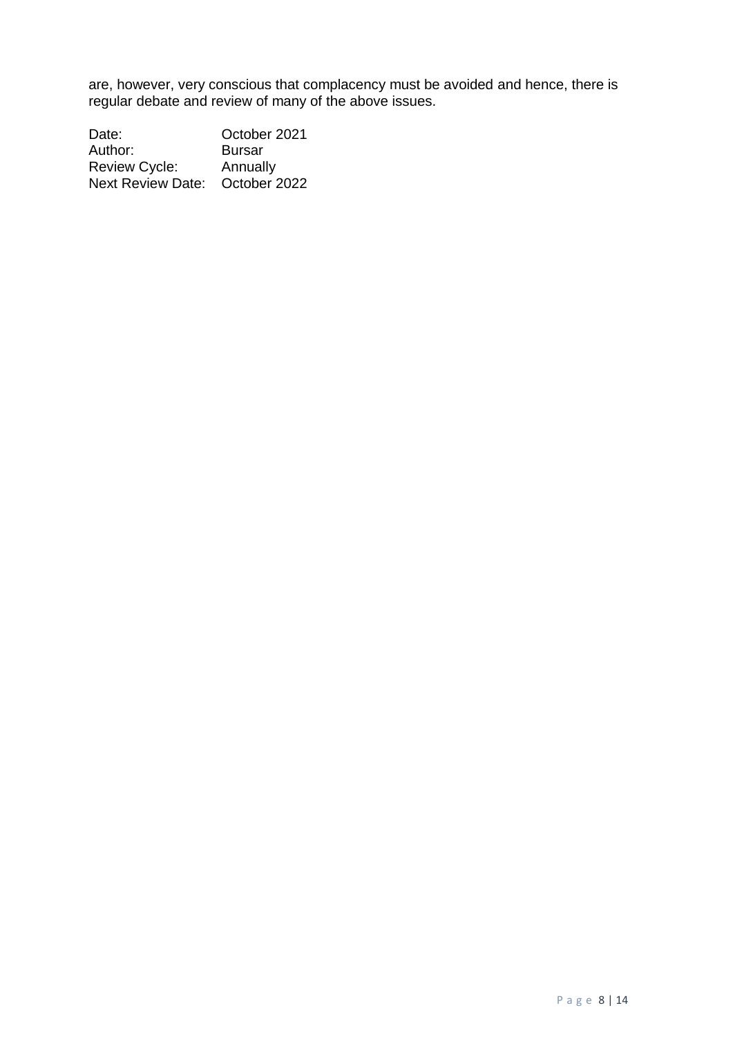are, however, very conscious that complacency must be avoided and hence, there is regular debate and review of many of the above issues.

Date: October 2021
Author: Bursar
Review Cycle: Annually
Next Review Date: October 2022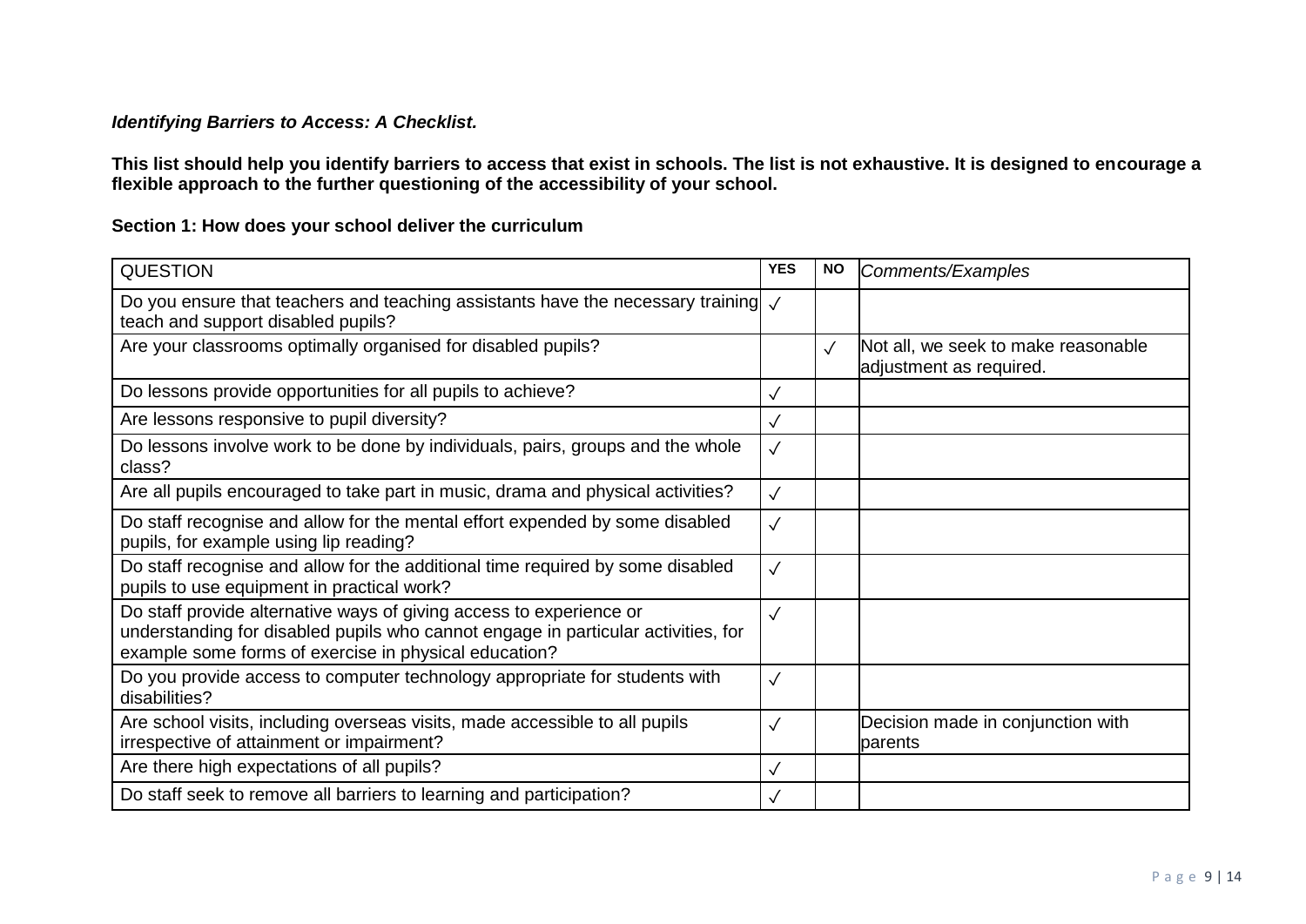***Identifying Barriers to Access: A Checklist.***

**This list should help you identify barriers to access that exist in schools. The list is not exhaustive. It is designed to encourage a flexible approach to the further questioning of the accessibility of your school.**

**Section 1: How does your school deliver the curriculum**

| QUESTION | YES | NO | *Comments/Examples* |
|---|---|---|---|
| Do you ensure that teachers and teaching assistants have the necessary training teach and support disabled pupils? | ✓ | | |
| Are your classrooms optimally organised for disabled pupils? | | ✓ | Not all, we seek to make reasonable adjustment as required. |
| Do lessons provide opportunities for all pupils to achieve? | ✓ | | |
| Are lessons responsive to pupil diversity? | ✓ | | |
| Do lessons involve work to be done by individuals, pairs, groups and the whole class? | ✓ | | |
| Are all pupils encouraged to take part in music, drama and physical activities? | ✓ | | |
| Do staff recognise and allow for the mental effort expended by some disabled pupils, for example using lip reading? | ✓ | | |
| Do staff recognise and allow for the additional time required by some disabled pupils to use equipment in practical work? | ✓ | | |
| Do staff provide alternative ways of giving access to experience or understanding for disabled pupils who cannot engage in particular activities, for example some forms of exercise in physical education? | ✓ | | |
| Do you provide access to computer technology appropriate for students with disabilities? | ✓ | | |
| Are school visits, including overseas visits, made accessible to all pupils irrespective of attainment or impairment? | ✓ | | Decision made in conjunction with parents |
| Are there high expectations of all pupils? | ✓ | | |
| Do staff seek to remove all barriers to learning and participation? | ✓ | | |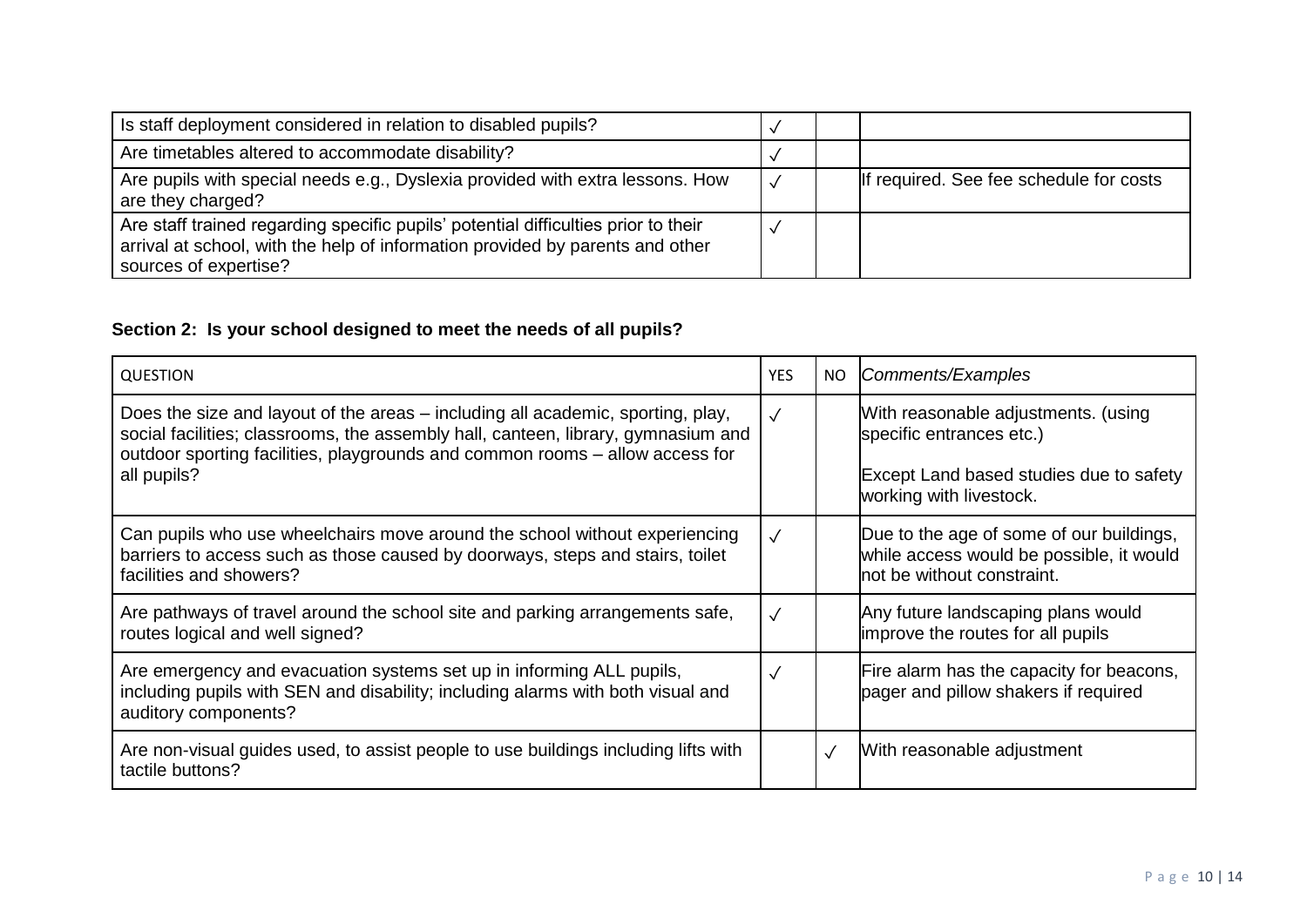| | | | |
|---|---|---|---|
| Is staff deployment considered in relation to disabled pupils? | ✓ | | |
| Are timetables altered to accommodate disability? | ✓ | | |
| Are pupils with special needs e.g., Dyslexia provided with extra lessons. How are they charged? | ✓ | | If required. See fee schedule for costs |
| Are staff trained regarding specific pupils' potential difficulties prior to their arrival at school, with the help of information provided by parents and other sources of expertise? | ✓ | | |

**Section 2: Is your school designed to meet the needs of all pupils?**

| QUESTION | YES | NO | *Comments/Examples* |
|---|---|---|---|
| Does the size and layout of the areas – including all academic, sporting, play, social facilities; classrooms, the assembly hall, canteen, library, gymnasium and outdoor sporting facilities, playgrounds and common rooms – allow access for all pupils? | ✓ | | With reasonable adjustments. (using specific entrances etc.)<br><br>Except Land based studies due to safety working with livestock. |
| Can pupils who use wheelchairs move around the school without experiencing barriers to access such as those caused by doorways, steps and stairs, toilet facilities and showers? | ✓ | | Due to the age of some of our buildings, while access would be possible, it would not be without constraint. |
| Are pathways of travel around the school site and parking arrangements safe, routes logical and well signed? | ✓ | | Any future landscaping plans would improve the routes for all pupils |
| Are emergency and evacuation systems set up in informing ALL pupils, including pupils with SEN and disability; including alarms with both visual and auditory components? | ✓ | | Fire alarm has the capacity for beacons, pager and pillow shakers if required |
| Are non-visual guides used, to assist people to use buildings including lifts with tactile buttons? | | ✓ | With reasonable adjustment |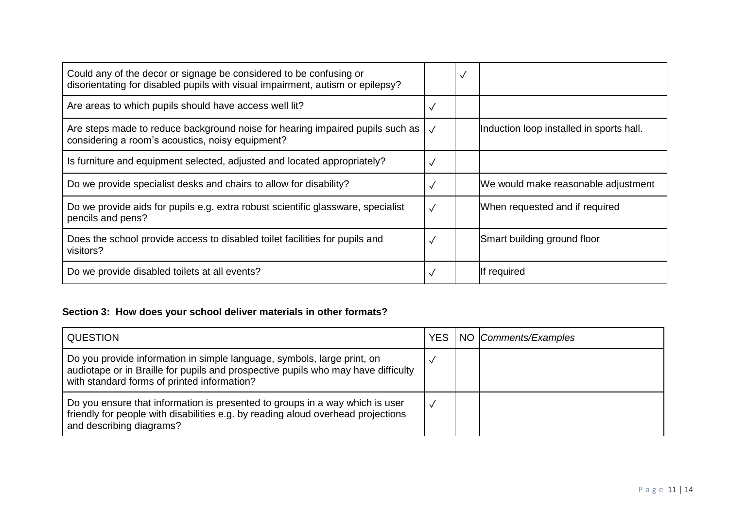| | | | |
|---|---|---|---|
| Could any of the decor or signage be considered to be confusing or disorientating for disabled pupils with visual impairment, autism or epilepsy? | | ✓ | |
| Are areas to which pupils should have access well lit? | ✓ | | |
| Are steps made to reduce background noise for hearing impaired pupils such as considering a room's acoustics, noisy equipment? | ✓ | | Induction loop installed in sports hall. |
| Is furniture and equipment selected, adjusted and located appropriately? | ✓ | | |
| Do we provide specialist desks and chairs to allow for disability? | ✓ | | We would make reasonable adjustment |
| Do we provide aids for pupils e.g. extra robust scientific glassware, specialist pencils and pens? | ✓ | | When requested and if required |
| Does the school provide access to disabled toilet facilities for pupils and visitors? | ✓ | | Smart building ground floor |
| Do we provide disabled toilets at all events? | ✓ | | If required |

**Section 3: How does your school deliver materials in other formats?**

| QUESTION | YES | NO | *Comments/Examples* |
|---|---|---|---|
| Do you provide information in simple language, symbols, large print, on audiotape or in Braille for pupils and prospective pupils who may have difficulty with standard forms of printed information? | ✓ | | |
| Do you ensure that information is presented to groups in a way which is user friendly for people with disabilities e.g. by reading aloud overhead projections and describing diagrams? | ✓ | | |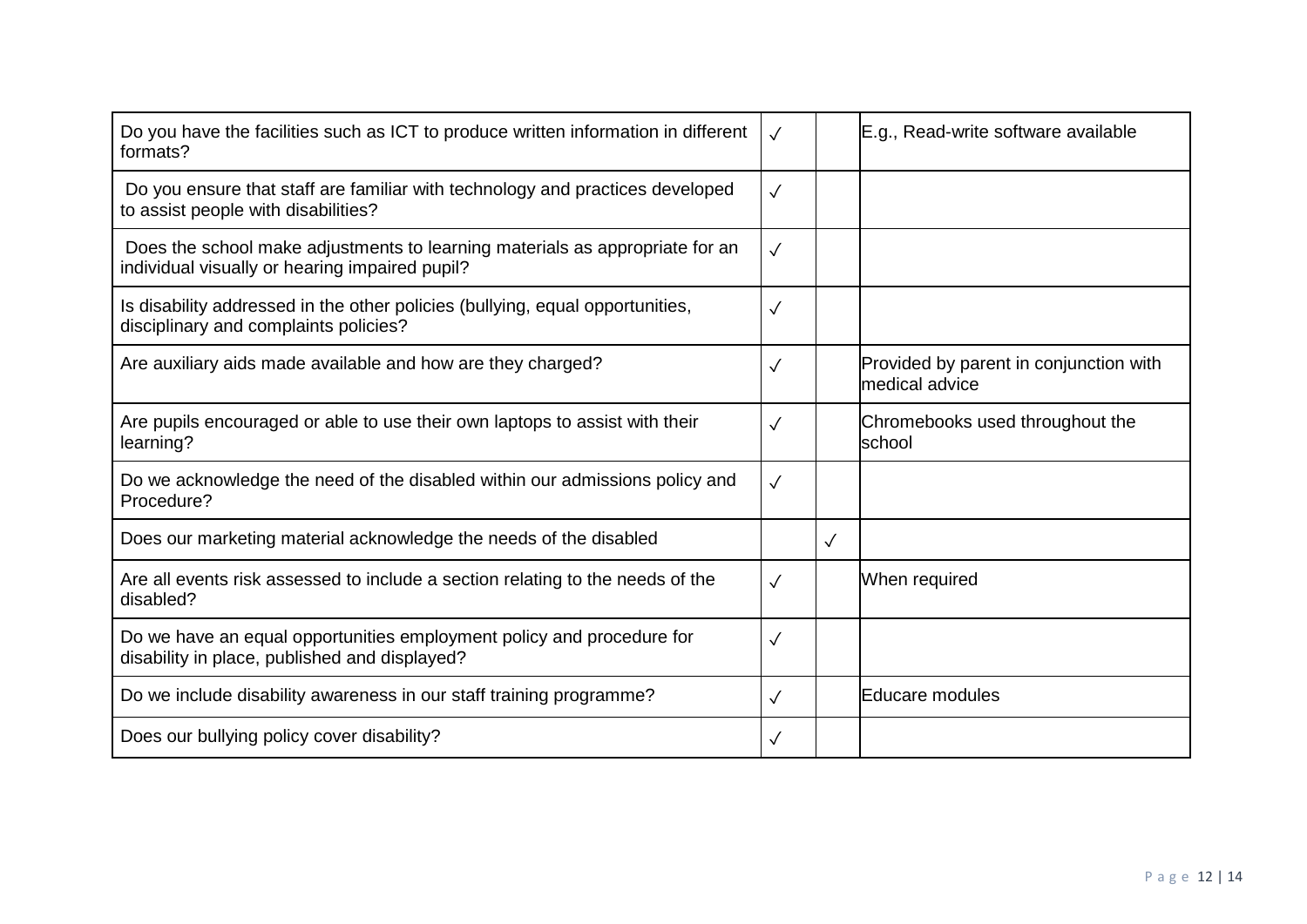| | | | |
|---|---|---|---|
| Do you have the facilities such as ICT to produce written information in different formats? | ✓ | | E.g., Read-write software available |
| Do you ensure that staff are familiar with technology and practices developed to assist people with disabilities? | ✓ | | |
| Does the school make adjustments to learning materials as appropriate for an individual visually or hearing impaired pupil? | ✓ | | |
| Is disability addressed in the other policies (bullying, equal opportunities, disciplinary and complaints policies? | ✓ | | |
| Are auxiliary aids made available and how are they charged? | ✓ | | Provided by parent in conjunction with medical advice |
| Are pupils encouraged or able to use their own laptops to assist with their learning? | ✓ | | Chromebooks used throughout the school |
| Do we acknowledge the need of the disabled within our admissions policy and Procedure? | ✓ | | |
| Does our marketing material acknowledge the needs of the disabled | | ✓ | |
| Are all events risk assessed to include a section relating to the needs of the disabled? | ✓ | | When required |
| Do we have an equal opportunities employment policy and procedure for disability in place, published and displayed? | ✓ | | |
| Do we include disability awareness in our staff training programme? | ✓ | | Educare modules |
| Does our bullying policy cover disability? | ✓ | | |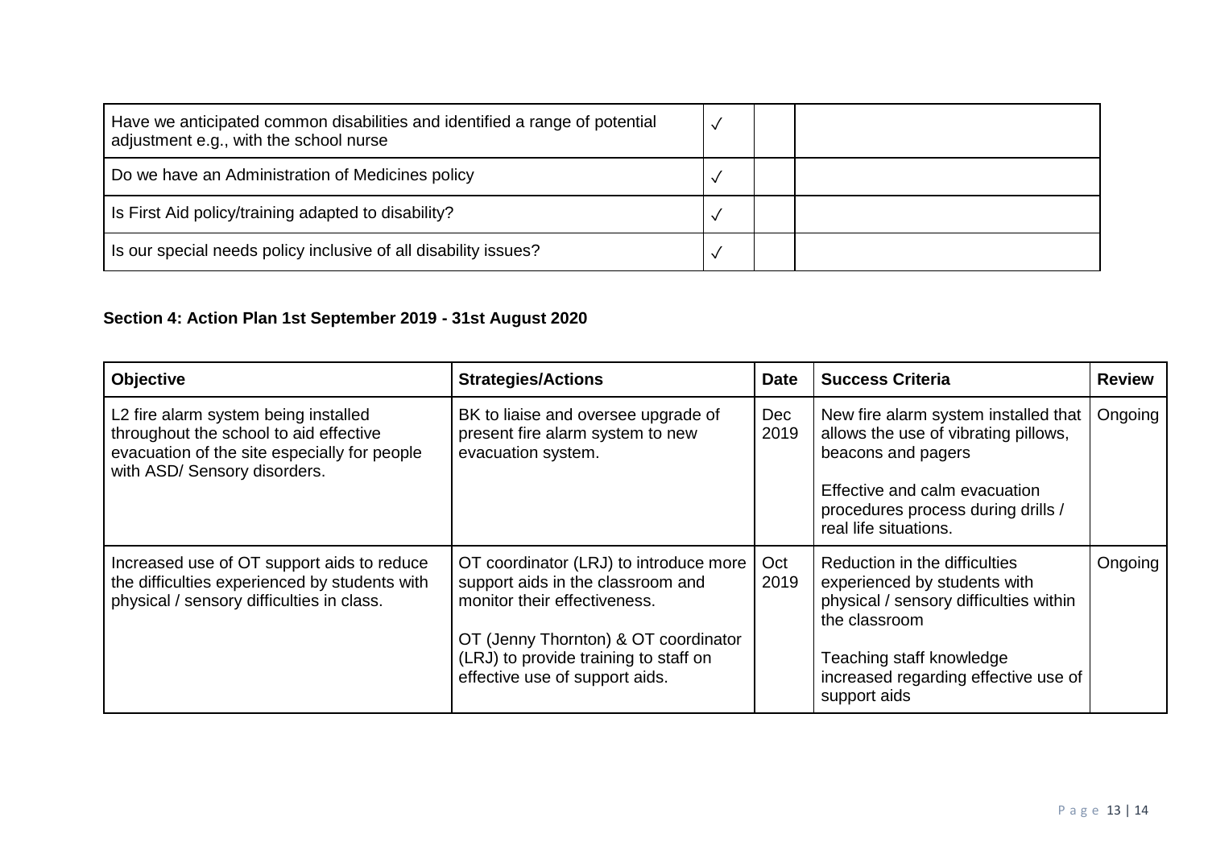| Have we anticipated common disabilities and identified a range of potential adjustment e.g., with the school nurse | ✓ | | |
|---|---|---|---|
| Do we have an Administration of Medicines policy | ✓ | | |
| Is First Aid policy/training adapted to disability? | ✓ | | |
| Is our special needs policy inclusive of all disability issues? | ✓ | | |

**Section 4: Action Plan 1st September 2019 - 31st August 2020**

| Objective | Strategies/Actions | Date | Success Criteria | Review |
|---|---|---|---|---|
| L2 fire alarm system being installed throughout the school to aid effective evacuation of the site especially for people with ASD/ Sensory disorders. | BK to liaise and oversee upgrade of present fire alarm system to new evacuation system. | Dec 2019 | New fire alarm system installed that allows the use of vibrating pillows, beacons and pagers<br><br>Effective and calm evacuation procedures process during drills / real life situations. | Ongoing |
| Increased use of OT support aids to reduce the difficulties experienced by students with physical / sensory difficulties in class. | OT coordinator (LRJ) to introduce more support aids in the classroom and monitor their effectiveness.<br><br>OT (Jenny Thornton) & OT coordinator (LRJ) to provide training to staff on effective use of support aids. | Oct 2019 | Reduction in the difficulties experienced by students with physical / sensory difficulties within the classroom<br><br>Teaching staff knowledge increased regarding effective use of support aids | Ongoing |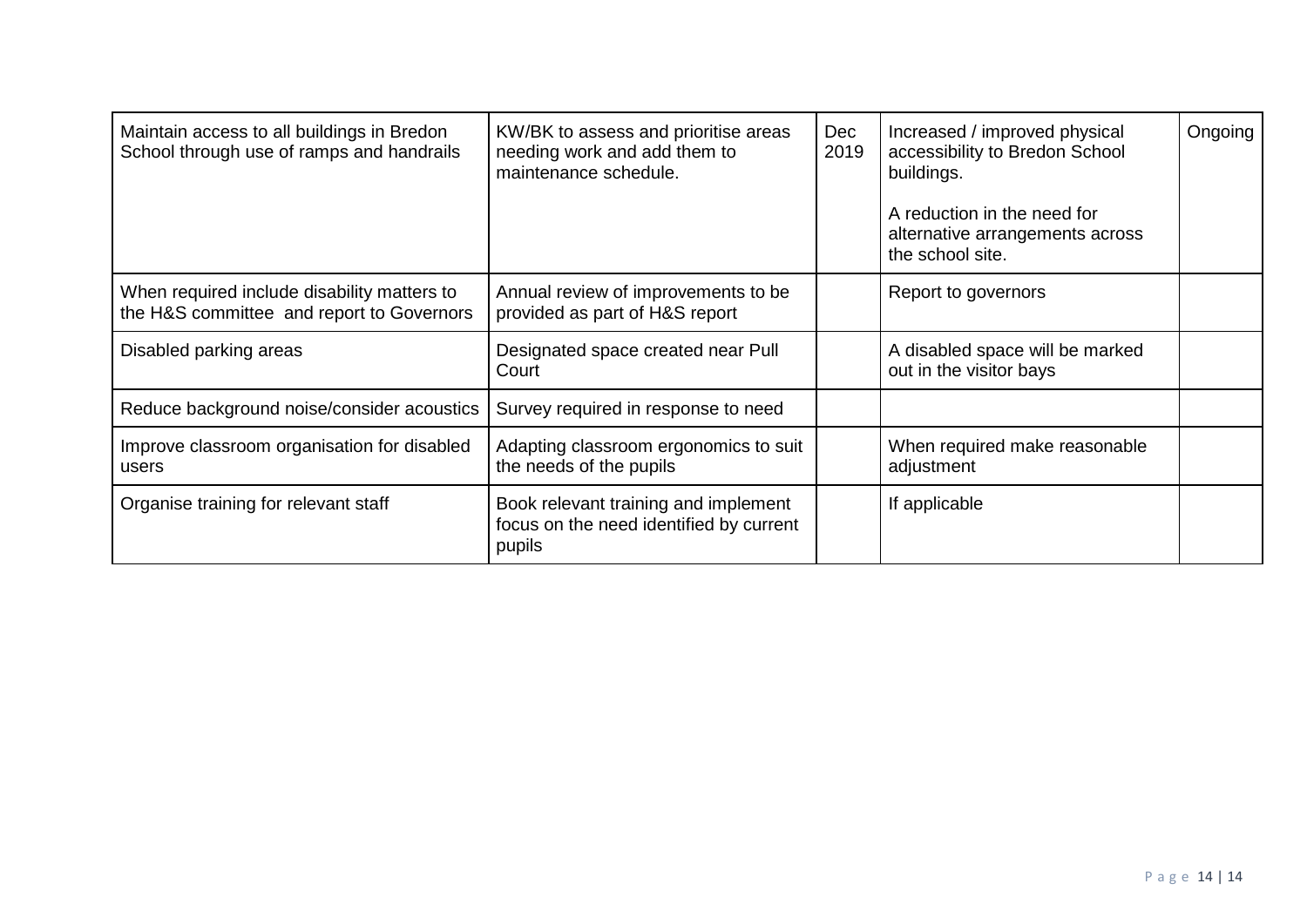| | | | | |
|---|---|---|---|---|
| Maintain access to all buildings in Bredon School through use of ramps and handrails | KW/BK to assess and prioritise areas needing work and add them to maintenance schedule. | Dec 2019 | Increased / improved physical accessibility to Bredon School buildings.<br><br>A reduction in the need for alternative arrangements across the school site. | Ongoing |
| When required include disability matters to the H&S committee and report to Governors | Annual review of improvements to be provided as part of H&S report | | Report to governors | |
| Disabled parking areas | Designated space created near Pull Court | | A disabled space will be marked out in the visitor bays | |
| Reduce background noise/consider acoustics | Survey required in response to need | | | |
| Improve classroom organisation for disabled users | Adapting classroom ergonomics to suit the needs of the pupils | | When required make reasonable adjustment | |
| Organise training for relevant staff | Book relevant training and implement focus on the need identified by current pupils | | If applicable | |